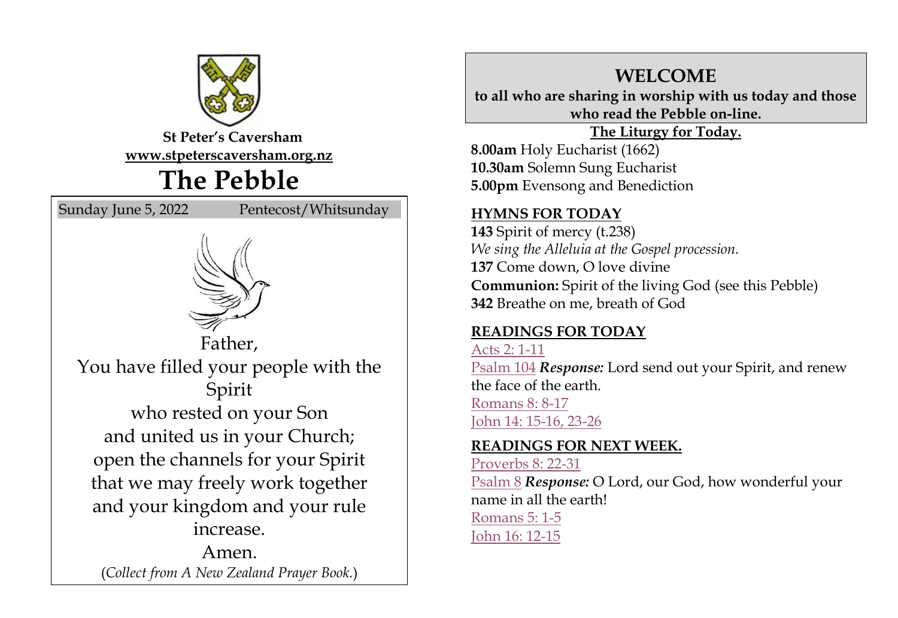**St Peter's Caversham**
**www.stpeterscaversham.org.nz**

# The Pebble

Sunday June 5, 2022 Pentecost/Whitsunday

Father,
You have filled your people with the Spirit
who rested on your Son
and united us in your Church;
open the channels for your Spirit
that we may freely work together
and your kingdom and your rule increase.
Amen.

(*Collect from A New Zealand Prayer Book.*)

## WELCOME

**to all who are sharing in worship with us today and those who read the Pebble on-line.**

**The Liturgy for Today.**

**8.00am** Holy Eucharist (1662)
**10.30am** Solemn Sung Eucharist
**5.00pm** Evensong and Benediction

### HYMNS FOR TODAY

**143** Spirit of mercy (t.238)
*We sing the Alleluia at the Gospel procession.*
**137** Come down, O love divine
**Communion:** Spirit of the living God (see this Pebble)
**342** Breathe on me, breath of God

### READINGS FOR TODAY

Acts 2: 1-11
Psalm 104 ***Response:*** Lord send out your Spirit, and renew the face of the earth.
Romans 8: 8-17
John 14: 15-16, 23-26

### READINGS FOR NEXT WEEK.

Proverbs 8: 22-31
Psalm 8 ***Response:*** O Lord, our God, how wonderful your name in all the earth!
Romans 5: 1-5
John 16: 12-15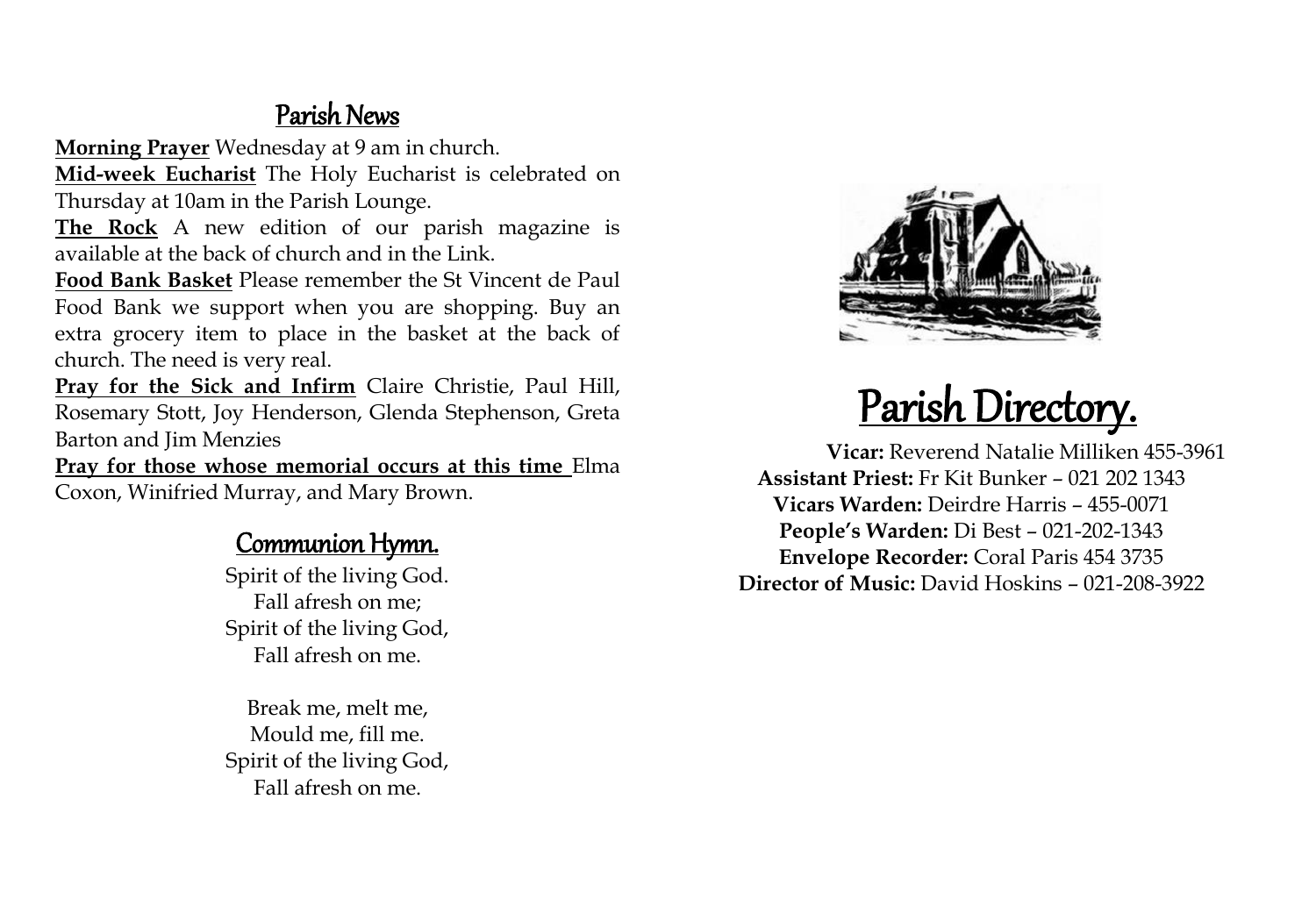## Parish News

**Morning Prayer** Wednesday at 9 am in church.

**Mid-week Eucharist** The Holy Eucharist is celebrated on Thursday at 10am in the Parish Lounge.

**The Rock** A new edition of our parish magazine is available at the back of church and in the Link.

**Food Bank Basket** Please remember the St Vincent de Paul Food Bank we support when you are shopping. Buy an extra grocery item to place in the basket at the back of church. The need is very real.

**Pray for the Sick and Infirm** Claire Christie, Paul Hill, Rosemary Stott, Joy Henderson, Glenda Stephenson, Greta Barton and Jim Menzies

**Pray for those whose memorial occurs at this time** Elma Coxon, Winifried Murray, and Mary Brown.

## Communion Hymn.

Spirit of the living God.
Fall afresh on me;
Spirit of the living God,
Fall afresh on me.

Break me, melt me,
Mould me, fill me.
Spirit of the living God,
Fall afresh on me.

# Parish Directory.

**Vicar:** Reverend Natalie Milliken 455-3961
**Assistant Priest:** Fr Kit Bunker – 021 202 1343
**Vicars Warden:** Deirdre Harris – 455-0071
**People's Warden:** Di Best – 021-202-1343
**Envelope Recorder:** Coral Paris 454 3735
**Director of Music:** David Hoskins – 021-208-3922